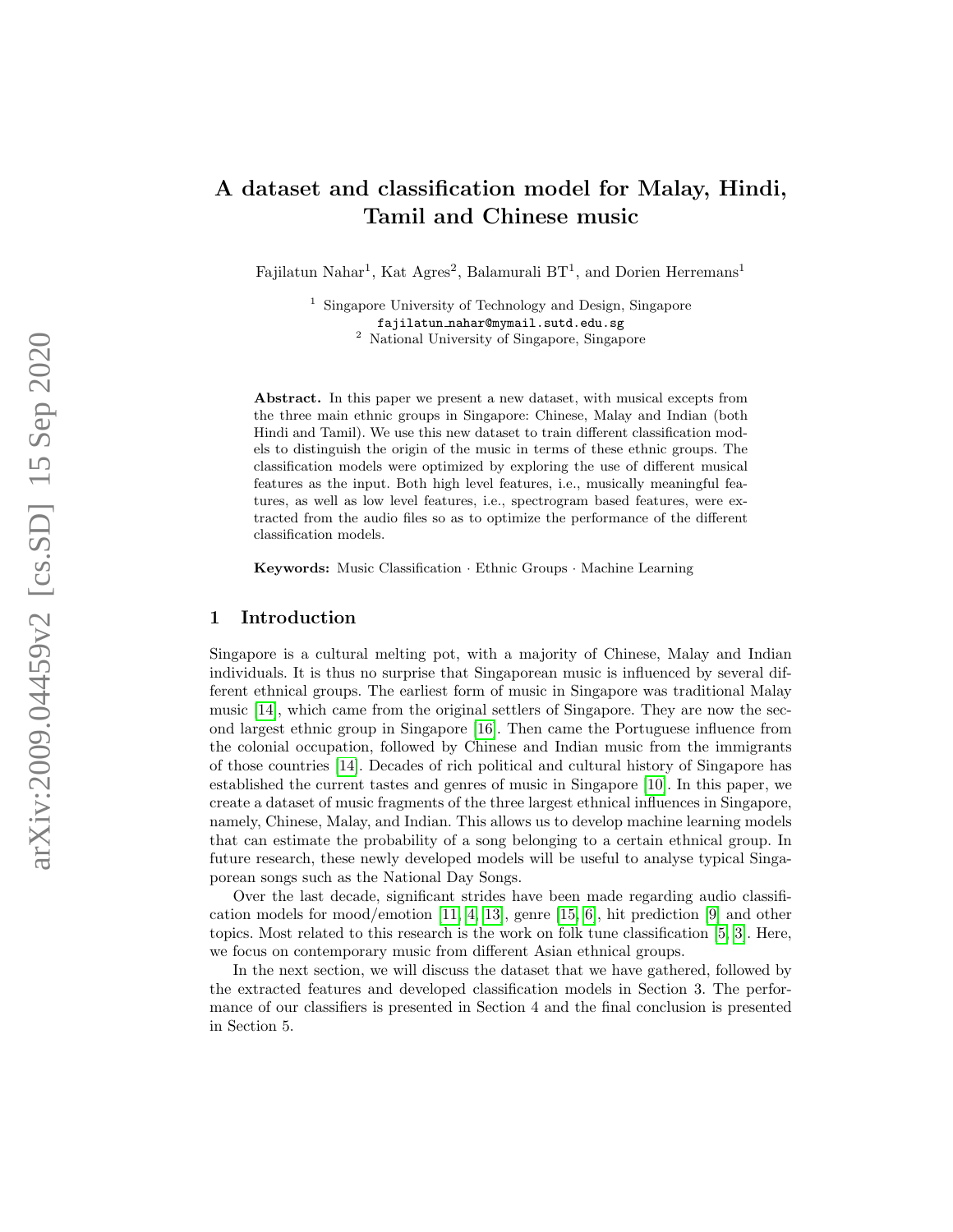# A dataset and classification model for Malay, Hindi, Tamil and Chinese music

Fajilatun Nahar[1], Kat Agres[2], Balamurali BT[1], and Dorien Herremans[1]

[1] Singapore University of Technology and Design, Singapore
fajilatun_nahar@mymail.sutd.edu.sg
[2] National University of Singapore, Singapore

**Abstract.** In this paper we present a new dataset, with musical excepts from the three main ethnic groups in Singapore: Chinese, Malay and Indian (both Hindi and Tamil). We use this new dataset to train different classification models to distinguish the origin of the music in terms of these ethnic groups. The classification models were optimized by exploring the use of different musical features as the input. Both high level features, i.e., musically meaningful features, as well as low level features, i.e., spectrogram based features, were extracted from the audio files so as to optimize the performance of the different classification models.

**Keywords:** Music Classification · Ethnic Groups · Machine Learning

## 1 Introduction

Singapore is a cultural melting pot, with a majority of Chinese, Malay and Indian individuals. It is thus no surprise that Singaporean music is influenced by several different ethnical groups. The earliest form of music in Singapore was traditional Malay music [14], which came from the original settlers of Singapore. They are now the second largest ethnic group in Singapore [16]. Then came the Portuguese influence from the colonial occupation, followed by Chinese and Indian music from the immigrants of those countries [14]. Decades of rich political and cultural history of Singapore has established the current tastes and genres of music in Singapore [10]. In this paper, we create a dataset of music fragments of the three largest ethnical influences in Singapore, namely, Chinese, Malay, and Indian. This allows us to develop machine learning models that can estimate the probability of a song belonging to a certain ethnical group. In future research, these newly developed models will be useful to analyse typical Singaporean songs such as the National Day Songs.

Over the last decade, significant strides have been made regarding audio classification models for mood/emotion [11, 4, 13], genre [15, 6], hit prediction [9] and other topics. Most related to this research is the work on folk tune classification [5, 3]. Here, we focus on contemporary music from different Asian ethnical groups.

In the next section, we will discuss the dataset that we have gathered, followed by the extracted features and developed classification models in Section 3. The performance of our classifiers is presented in Section 4 and the final conclusion is presented in Section 5.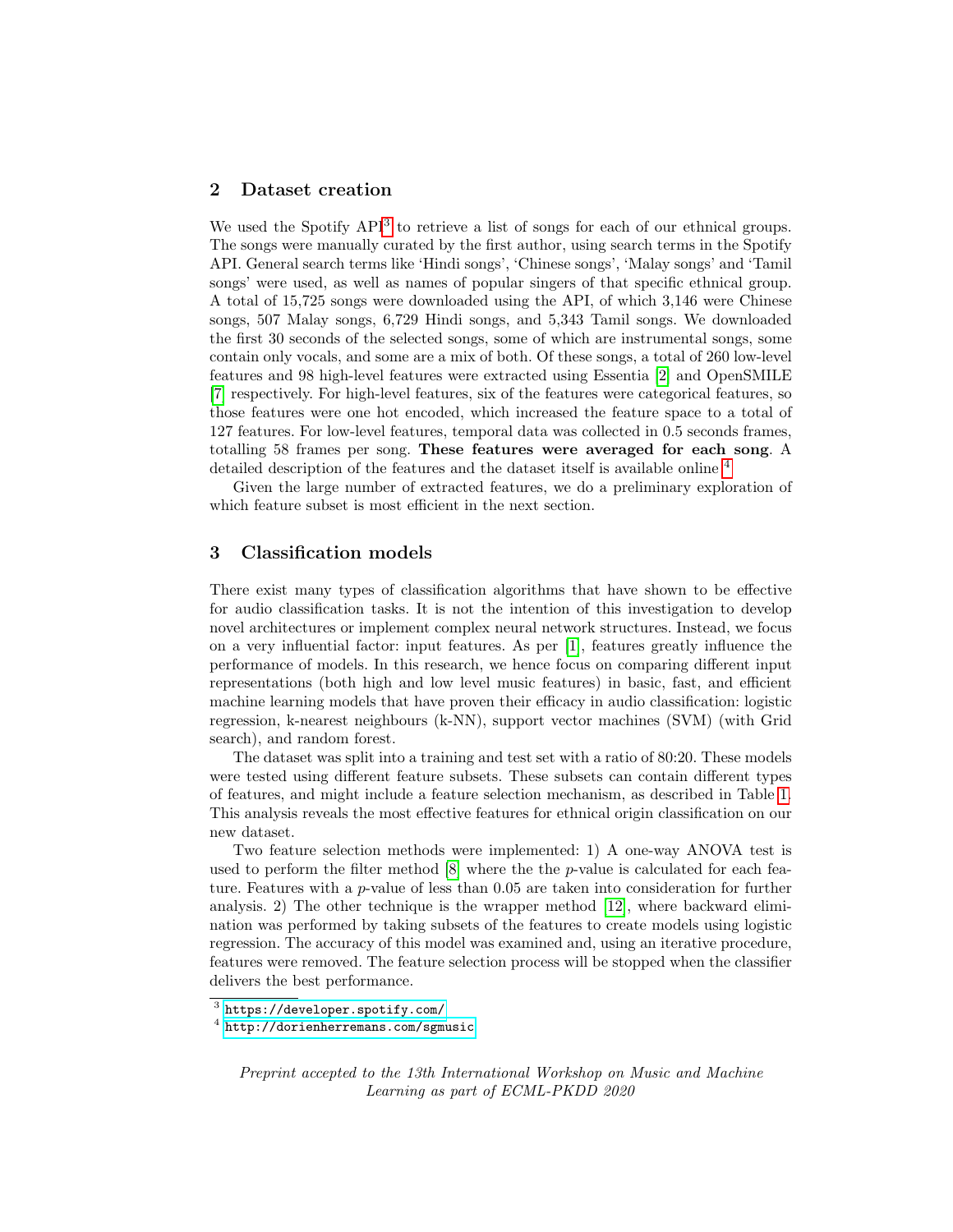## 2 Dataset creation

We used the Spotify API[3] to retrieve a list of songs for each of our ethnical groups. The songs were manually curated by the first author, using search terms in the Spotify API. General search terms like 'Hindi songs', 'Chinese songs', 'Malay songs' and 'Tamil songs' were used, as well as names of popular singers of that specific ethnical group. A total of 15,725 songs were downloaded using the API, of which 3,146 were Chinese songs, 507 Malay songs, 6,729 Hindi songs, and 5,343 Tamil songs. We downloaded the first 30 seconds of the selected songs, some of which are instrumental songs, some contain only vocals, and some are a mix of both. Of these songs, a total of 260 low-level features and 98 high-level features were extracted using Essentia [2] and OpenSMILE [7] respectively. For high-level features, six of the features were categorical features, so those features were one hot encoded, which increased the feature space to a total of 127 features. For low-level features, temporal data was collected in 0.5 seconds frames, totalling 58 frames per song. **These features were averaged for each song**. A detailed description of the features and the dataset itself is available online.[4]

Given the large number of extracted features, we do a preliminary exploration of which feature subset is most efficient in the next section.

## 3 Classification models

There exist many types of classification algorithms that have shown to be effective for audio classification tasks. It is not the intention of this investigation to develop novel architectures or implement complex neural network structures. Instead, we focus on a very influential factor: input features. As per [1], features greatly influence the performance of models. In this research, we hence focus on comparing different input representations (both high and low level music features) in basic, fast, and efficient machine learning models that have proven their efficacy in audio classification: logistic regression, k-nearest neighbours (k-NN), support vector machines (SVM) (with Grid search), and random forest.

The dataset was split into a training and test set with a ratio of 80:20. These models were tested using different feature subsets. These subsets can contain different types of features, and might include a feature selection mechanism, as described in Table 1. This analysis reveals the most effective features for ethnical origin classification on our new dataset.

Two feature selection methods were implemented: 1) A one-way ANOVA test is used to perform the filter method [8] where the the $p$-value is calculated for each feature. Features with a $p$-value of less than 0.05 are taken into consideration for further analysis. 2) The other technique is the wrapper method [12], where backward elimination was performed by taking subsets of the features to create models using logistic regression. The accuracy of this model was examined and, using an iterative procedure, features were removed. The feature selection process will be stopped when the classifier delivers the best performance.

[3] https://developer.spotify.com/

[4] http://dorienherremans.com/sgmusic

*Preprint accepted to the 13th International Workshop on Music and Machine Learning as part of ECML-PKDD 2020*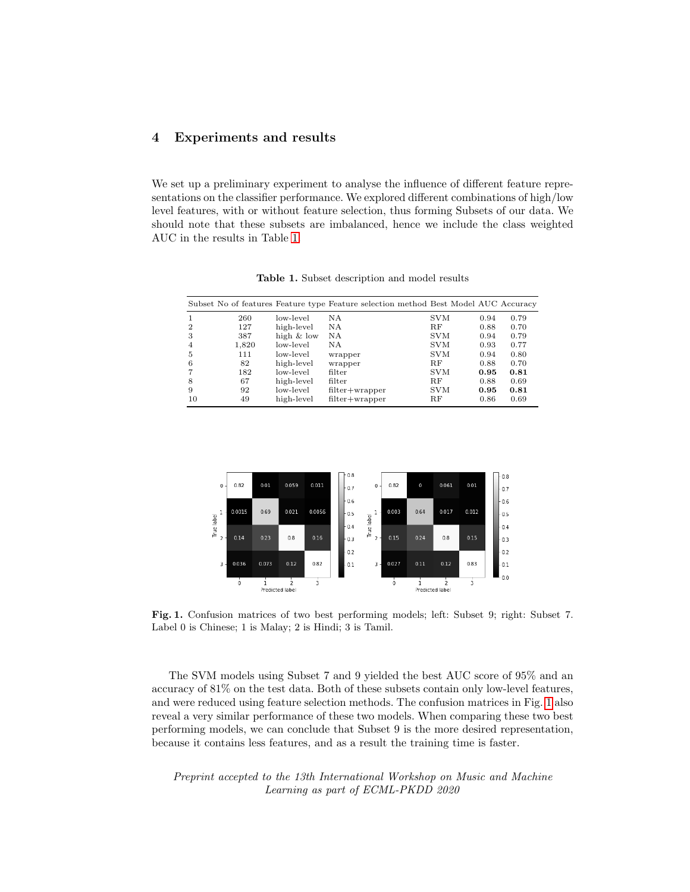## 4 Experiments and results

We set up a preliminary experiment to analyse the influence of different feature representations on the classifier performance. We explored different combinations of high/low level features, with or without feature selection, thus forming Subsets of our data. We should note that these subsets are imbalanced, hence we include the class weighted AUC in the results in Table 1.

**Table 1.** Subset description and model results

| Subset | No of features | Feature type | Feature selection method | Best Model | AUC | Accuracy |
|---|---|---|---|---|---|---|
| 1 | 260 | low-level | NA | SVM | 0.94 | 0.79 |
| 2 | 127 | high-level | NA | RF | 0.88 | 0.70 |
| 3 | 387 | high & low | NA | SVM | 0.94 | 0.79 |
| 4 | 1,820 | low-level | NA | SVM | 0.93 | 0.77 |
| 5 | 111 | low-level | wrapper | SVM | 0.94 | 0.80 |
| 6 | 82 | high-level | wrapper | RF | 0.88 | 0.70 |
| 7 | 182 | low-level | filter | SVM | **0.95** | **0.81** |
| 8 | 67 | high-level | filter | RF | 0.88 | 0.69 |
| 9 | 92 | low-level | filter+wrapper | SVM | **0.95** | **0.81** |
| 10 | 49 | high-level | filter+wrapper | RF | 0.86 | 0.69 |

**Fig. 1.** Confusion matrices of two best performing models; left: Subset 9; right: Subset 7. Label 0 is Chinese; 1 is Malay; 2 is Hindi; 3 is Tamil.

The SVM models using Subset 7 and 9 yielded the best AUC score of 95% and an accuracy of 81% on the test data. Both of these subsets contain only low-level features, and were reduced using feature selection methods. The confusion matrices in Fig. 1 also reveal a very similar performance of these two models. When comparing these two best performing models, we can conclude that Subset 9 is the more desired representation, because it contains less features, and as a result the training time is faster.

*Preprint accepted to the 13th International Workshop on Music and Machine Learning as part of ECML-PKDD 2020*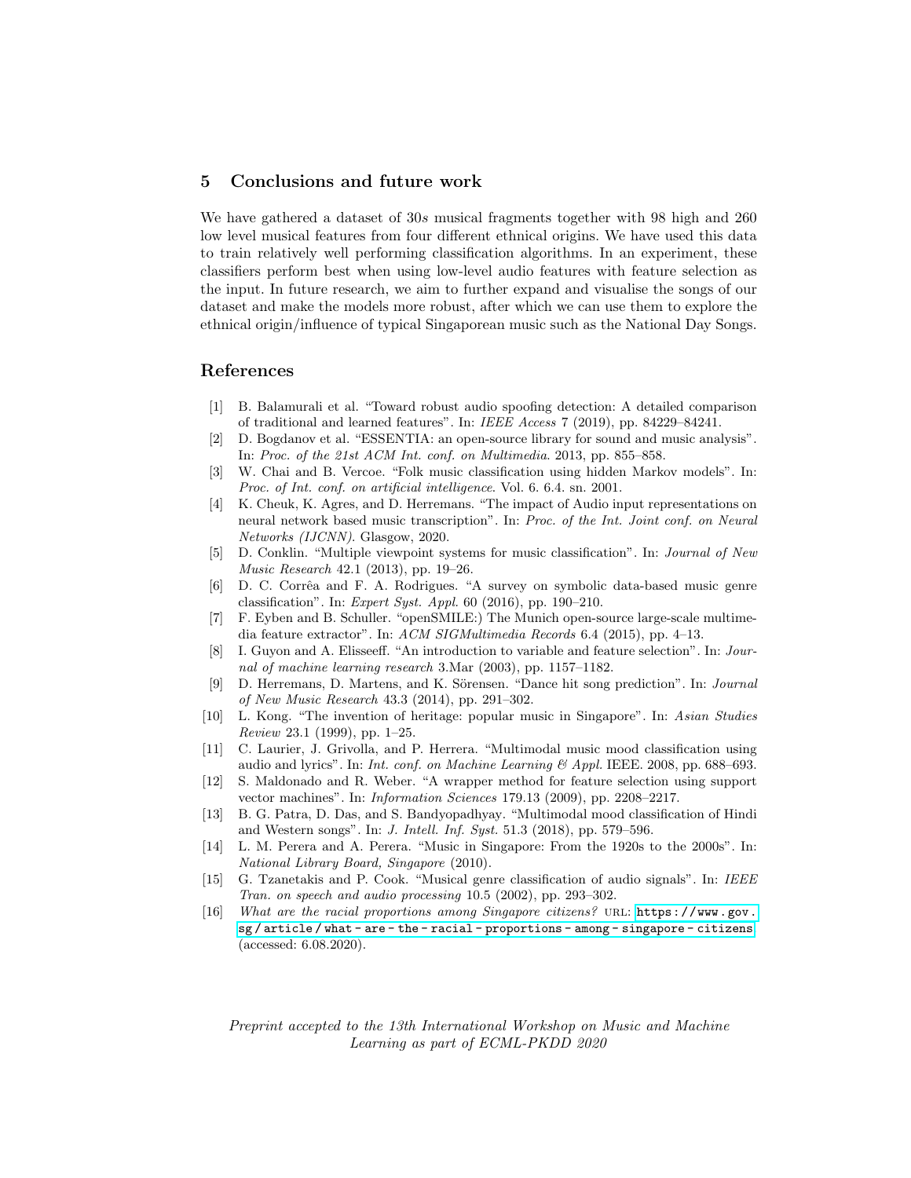## 5 Conclusions and future work

We have gathered a dataset of 30*s* musical fragments together with 98 high and 260 low level musical features from four different ethnical origins. We have used this data to train relatively well performing classification algorithms. In an experiment, these classifiers perform best when using low-level audio features with feature selection as the input. In future research, we aim to further expand and visualise the songs of our dataset and make the models more robust, after which we can use them to explore the ethnical origin/influence of typical Singaporean music such as the National Day Songs.

## References

[1] B. Balamurali et al. "Toward robust audio spoofing detection: A detailed comparison of traditional and learned features". In: *IEEE Access* 7 (2019), pp. 84229–84241.

[2] D. Bogdanov et al. "ESSENTIA: an open-source library for sound and music analysis". In: *Proc. of the 21st ACM Int. conf. on Multimedia*. 2013, pp. 855–858.

[3] W. Chai and B. Vercoe. "Folk music classification using hidden Markov models". In: *Proc. of Int. conf. on artificial intelligence*. Vol. 6. 6.4. sn. 2001.

[4] K. Cheuk, K. Agres, and D. Herremans. "The impact of Audio input representations on neural network based music transcription". In: *Proc. of the Int. Joint conf. on Neural Networks (IJCNN)*. Glasgow, 2020.

[5] D. Conklin. "Multiple viewpoint systems for music classification". In: *Journal of New Music Research* 42.1 (2013), pp. 19–26.

[6] D. C. Corrêa and F. A. Rodrigues. "A survey on symbolic data-based music genre classification". In: *Expert Syst. Appl.* 60 (2016), pp. 190–210.

[7] F. Eyben and B. Schuller. "openSMILE:) The Munich open-source large-scale multimedia feature extractor". In: *ACM SIGMultimedia Records* 6.4 (2015), pp. 4–13.

[8] I. Guyon and A. Elisseeff. "An introduction to variable and feature selection". In: *Journal of machine learning research* 3.Mar (2003), pp. 1157–1182.

[9] D. Herremans, D. Martens, and K. Sörensen. "Dance hit song prediction". In: *Journal of New Music Research* 43.3 (2014), pp. 291–302.

[10] L. Kong. "The invention of heritage: popular music in Singapore". In: *Asian Studies Review* 23.1 (1999), pp. 1–25.

[11] C. Laurier, J. Grivolla, and P. Herrera. "Multimodal music mood classification using audio and lyrics". In: *Int. conf. on Machine Learning & Appl.* IEEE. 2008, pp. 688–693.

[12] S. Maldonado and R. Weber. "A wrapper method for feature selection using support vector machines". In: *Information Sciences* 179.13 (2009), pp. 2208–2217.

[13] B. G. Patra, D. Das, and S. Bandyopadhyay. "Multimodal mood classification of Hindi and Western songs". In: *J. Intell. Inf. Syst.* 51.3 (2018), pp. 579–596.

[14] L. M. Perera and A. Perera. "Music in Singapore: From the 1920s to the 2000s". In: *National Library Board, Singapore* (2010).

[15] G. Tzanetakis and P. Cook. "Musical genre classification of audio signals". In: *IEEE Tran. on speech and audio processing* 10.5 (2002), pp. 293–302.

[16] *What are the racial proportions among Singapore citizens?* URL: https://www.gov.sg/article/what-are-the-racial-proportions-among-singapore-citizens (accessed: 6.08.2020).

*Preprint accepted to the 13th International Workshop on Music and Machine Learning as part of ECML-PKDD 2020*